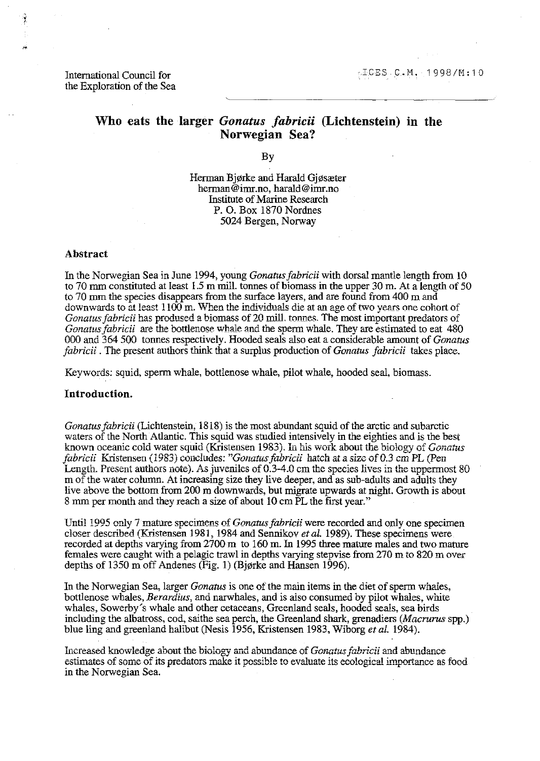International Council for the Exploration of the Sea

ICES C.M. 1998/M:10

# Who eats the larger *Gonatus fabricii* (Lichtenstein) in the Norwegian Sea?

By

Herman Bjørke and Harald Gjøsæter
herman@imr.no, harald@imr.no
Institute of Marine Research
P. O. Box 1870 Nordnes
5024 Bergen, Norway

## Abstract

In the Norwegian Sea in June 1994, young *Gonatus fabricii* with dorsal mantle length from 10 to 70 mm constituted at least 1.5 m mill. tonnes of biomass in the upper 30 m. At a length of 50 to 70 mm the species disappears from the surface layers, and are found from 400 m and downwards to at least 1100 m. When the individuals die at an age of two years one cohort of *Gonatus fabricii* has prodused a biomass of 20 mill. tonnes. The most important predators of *Gonatus fabricii* are the bottlenose whale and the sperm whale. They are estimated to eat 480 000 and 364 500 tonnes respectively. Hooded seals also eat a considerable amount of *Gonatus fabricii*. The present authors think that a surplus production of *Gonatus fabricii* takes place.

Keywords: squid, sperm whale, bottlenose whale, pilot whale, hooded seal, biomass.

## Introduction.

*Gonatus fabricii* (Lichtenstein, 1818) is the most abundant squid of the arctic and subarctic waters of the North Atlantic. This squid was studied intensively in the eighties and is the best known oceanic cold water squid (Kristensen 1983). In his work about the biology of *Gonatus fabricii* Kristensen (1983) concludes: "*Gonatus fabricii* hatch at a size of 0.3 cm PL (Pen Length. Present authors note). As juveniles of 0.3-4.0 cm the species lives in the uppermost 80 m of the water column. At increasing size they live deeper, and as sub-adults and adults they live above the bottom from 200 m downwards, but migrate upwards at night. Growth is about 8 mm per month and they reach a size of about 10 cm PL the first year."

Until 1995 only 7 mature specimens of *Gonatus fabricii* were recorded and only one specimen closer described (Kristensen 1981, 1984 and Sennikov *et al.* 1989). These specimens were recorded at depths varying from 2700 m to 160 m. In 1995 three mature males and two mature females were caught with a pelagic trawl in depths varying stepvise from 270 m to 820 m over depths of 1350 m off Andenes (Fig. 1) (Bjørke and Hansen 1996).

In the Norwegian Sea, larger *Gonatus* is one of the main items in the diet of sperm whales, bottlenose whales, *Berardius*, and narwhales, and is also consumed by pilot whales, white whales, Sowerby´s whale and other cetaceans, Greenland seals, hooded seals, sea birds including the albatross, cod, saithe sea perch, the Greenland shark, grenadiers (*Macrurus* spp.) blue ling and greenland halibut (Nesis 1956, Kristensen 1983, Wiborg *et al.* 1984).

Increased knowledge about the biology and abundance of *Gonatus fabricii* and abundance estimates of some of its predators make it possible to evaluate its ecological importance as food in the Norwegian Sea.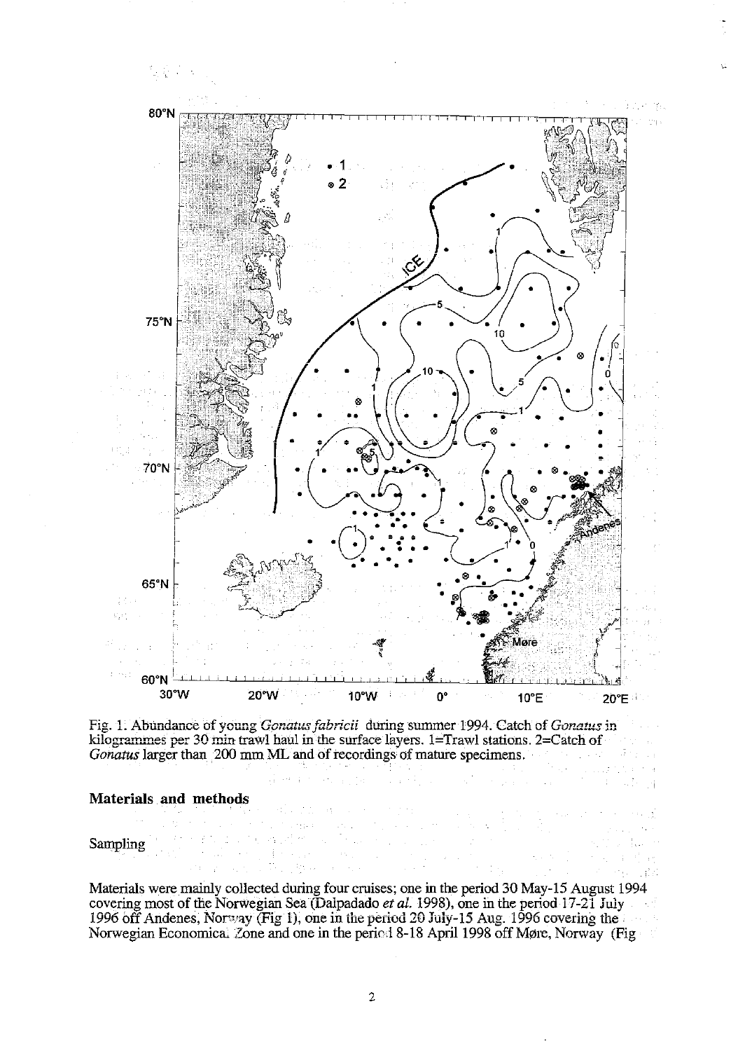Fig. 1. Abundance of young *Gonatus fabricii* during summer 1994. Catch of *Gonatus* in kilogrammes per 30 min trawl haul in the surface layers. 1=Trawl stations. 2=Catch of *Gonatus* larger than 200 mm ML and of recordings of mature specimens.

## Materials and methods

### Sampling

Materials were mainly collected during four cruises; one in the period 30 May-15 August 1994 covering most of the Norwegian Sea (Dalpadado *et al.* 1998), one in the period 17-21 July 1996 off Andenes, Norway (Fig 1), one in the period 20 July-15 Aug. 1996 covering the Norwegian Economical Zone and one in the period 8-18 April 1998 off Møre, Norway (Fig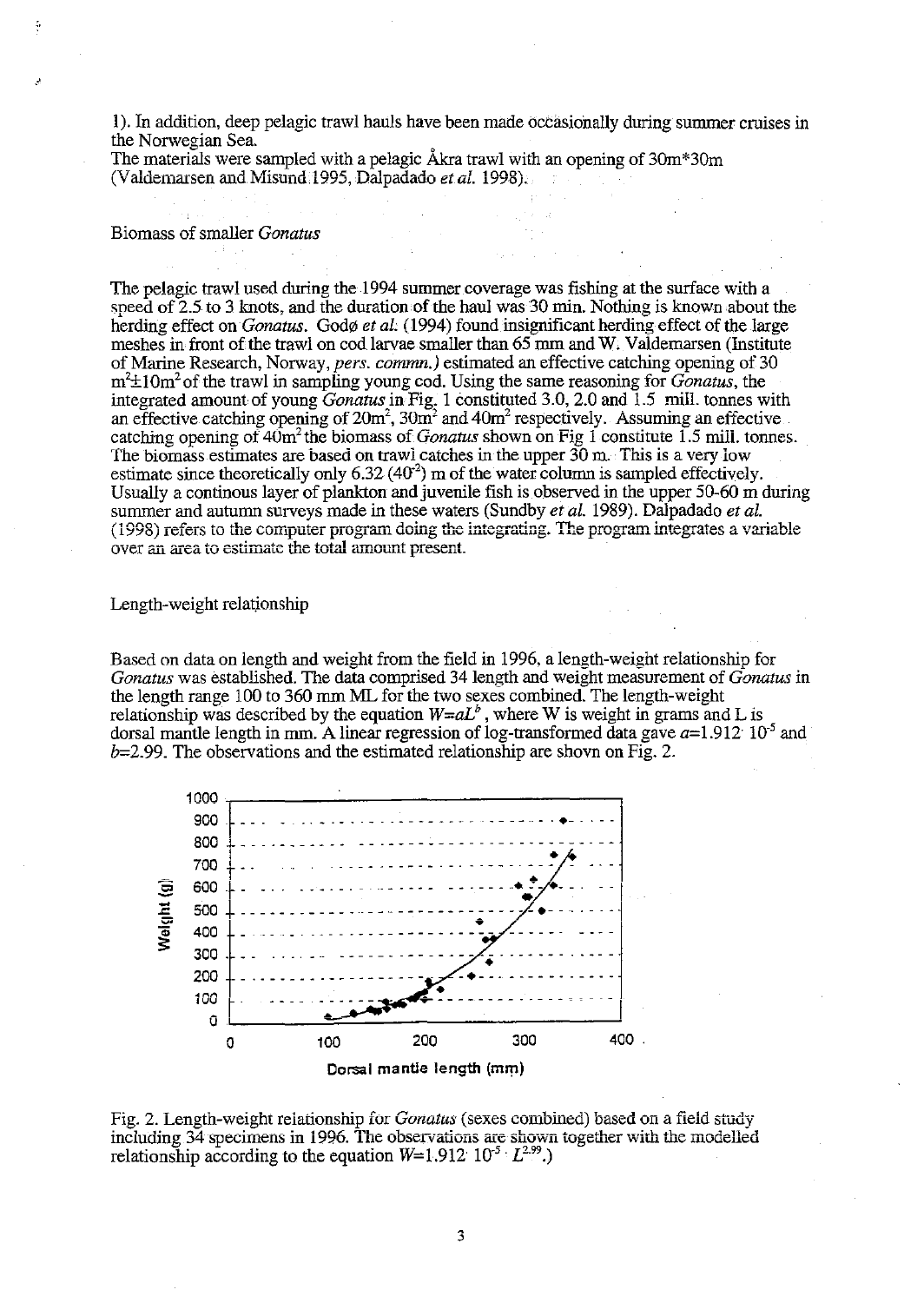1). In addition, deep pelagic trawl hauls have been made occasionally during summer cruises in the Norwegian Sea.
The materials were sampled with a pelagic Åkra trawl with an opening of 30m*30m (Valdemarsen and Misund 1995, Dalpadado *et al.* 1998).

## Biomass of smaller *Gonatus*

The pelagic trawl used during the 1994 summer coverage was fishing at the surface with a speed of 2.5 to 3 knots, and the duration of the haul was 30 min. Nothing is known about the herding effect on *Gonatus*. Godø *et al.* (1994) found insignificant herding effect of the large meshes in front of the trawl on cod larvae smaller than 65 mm and W. Valdemarsen (Institute of Marine Research, Norway, *pers. commn.*) estimated an effective catching opening of 30 $m^2 \pm 10 m^2$ of the trawl in sampling young cod. Using the same reasoning for *Gonatus*, the integrated amount of young *Gonatus* in Fig. 1 constituted 3.0, 2.0 and 1.5 mill. tonnes with an effective catching opening of $20m^2$, $30m^2$ and $40m^2$ respectively. Assuming an effective catching opening of $40m^2$ the biomass of *Gonatus* shown on Fig 1 constitute 1.5 mill. tonnes. The biomass estimates are based on trawl catches in the upper 30 m. This is a very low estimate since theoretically only 6.32 ($40^{-2}$) m of the water column is sampled effectively. Usually a continous layer of plankton and juvenile fish is observed in the upper 50-60 m during summer and autumn surveys made in these waters (Sundby *et al.* 1989). Dalpadado *et al.* (1998) refers to the computer program doing the integrating. The program integrates a variable over an area to estimate the total amount present.

## Length-weight relationship

Based on data on length and weight from the field in 1996, a length-weight relationship for *Gonatus* was established. The data comprised 34 length and weight measurement of *Gonatus* in the length range 100 to 360 mm ML for the two sexes combined. The length-weight relationship was described by the equation $W=aL^b$, where W is weight in grams and L is dorsal mantle length in mm. A linear regression of log-transformed data gave $a=1.912 \cdot 10^{-5}$ and $b=2.99$. The observations and the estimated relationship are shovn on Fig. 2.

Fig. 2. Length-weight relationship for *Gonatus* (sexes combined) based on a field study including 34 specimens in 1996. The observations are shown together with the modelled relationship according to the equation $W=1.912 \cdot 10^{-5} \cdot L^{2.99}$.)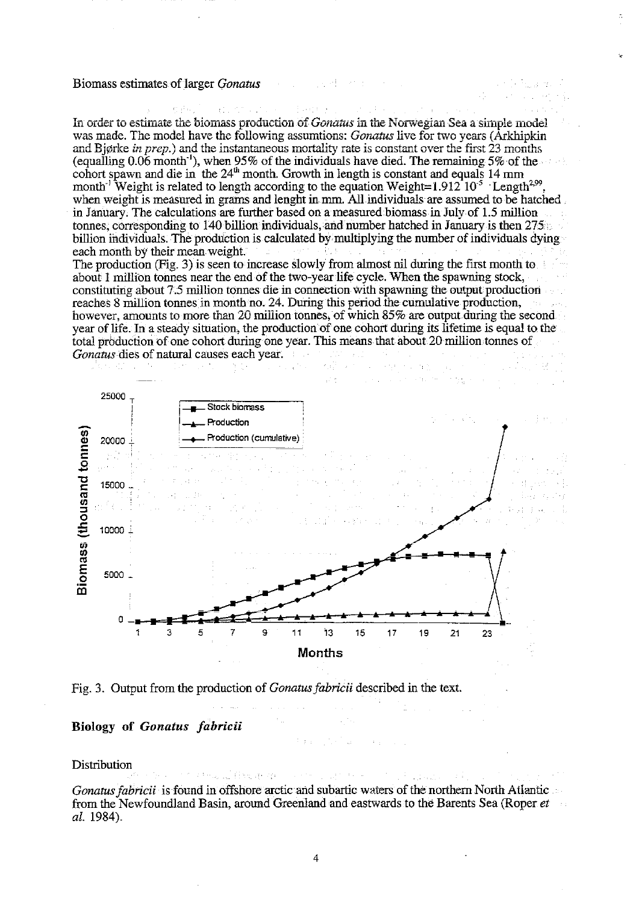Biomass estimates of larger *Gonatus*

In order to estimate the biomass production of *Gonatus* in the Norwegian Sea a simple model was made. The model have the following assumtions: *Gonatus* live for two years (Arkhipkin and Bjørke *in prep.*) and the instantaneous mortality rate is constant over the first 23 months (equalling 0.06 month$^{-1}$), when 95% of the individuals have died. The remaining 5% of the cohort spawn and die in the 24$^{th}$ month. Growth in length is constant and equals 14 mm month$^{-1}$ Weight is related to length according to the equation Weight=$1.912 \cdot 10^{-5} \cdot \text{Length}^{2.99}$, when weight is measured in grams and lenght in mm. All individuals are assumed to be hatched in January. The calculations are further based on a measured biomass in July of 1.5 million tonnes, corresponding to 140 billion individuals, and number hatched in January is then 275 billion individuals. The production is calculated by multiplying the number of individuals dying each month by their mean weight.

The production (Fig. 3) is seen to increase slowly from almost nil during the first month to about 1 million tonnes near the end of the two-year life cycle. When the spawning stock, constituting about 7.5 million tonnes die in connection with spawning the output production reaches 8 million tonnes in month no. 24. During this period the cumulative production, however, amounts to more than 20 million tonnes, of which 85% are output during the second year of life. In a steady situation, the production of one cohort during its lifetime is equal to the total production of one cohort during one year. This means that about 20 million tonnes of *Gonatus* dies of natural causes each year.

Fig. 3. Output from the production of *Gonatus fabricii* described in the text.

## Biology of *Gonatus fabricii*

### Distribution

*Gonatus fabricii* is found in offshore arctic and subartic waters of the northern North Atlantic from the Newfoundland Basin, around Greenland and eastwards to the Barents Sea (Roper *et al.* 1984).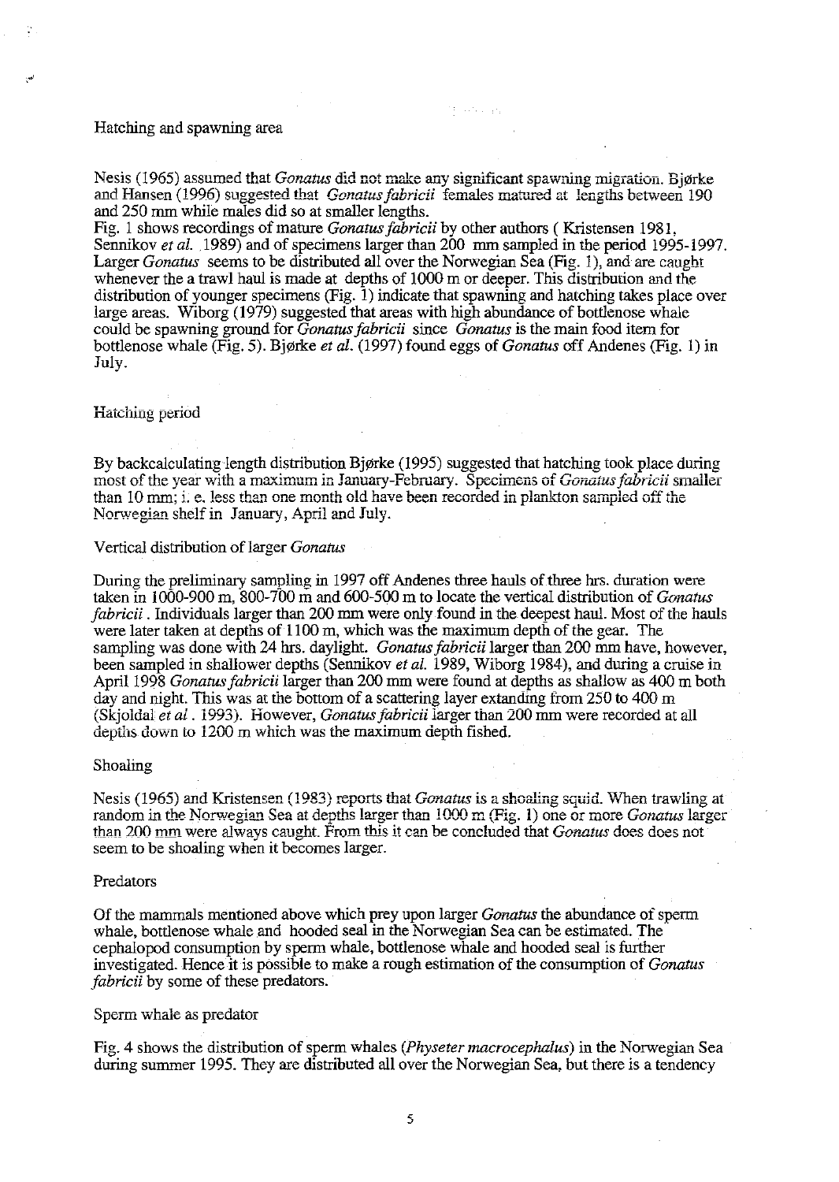## Hatching and spawning area

Nesis (1965) assumed that *Gonatus* did not make any significant spawning migration. Bjørke and Hansen (1996) suggested that *Gonatus fabricii* females matured at lengths between 190 and 250 mm while males did so at smaller lengths.

Fig. 1 shows recordings of mature *Gonatus fabricii* by other authors ( Kristensen 1981, Sennikov *et al.* 1989) and of specimens larger than 200 mm sampled in the period 1995-1997. Larger *Gonatus* seems to be distributed all over the Norwegian Sea (Fig. 1), and are caught whenever the a trawl haul is made at depths of 1000 m or deeper. This distribution and the distribution of younger specimens (Fig. 1) indicate that spawning and hatching takes place over large areas. Wiborg (1979) suggested that areas with high abundance of bottlenose whale could be spawning ground for *Gonatus fabricii* since *Gonatus* is the main food item for bottlenose whale (Fig. 5). Bjørke *et al.* (1997) found eggs of *Gonatus* off Andenes (Fig. 1) in July.

## Hatching period

By backcalculating length distribution Bjørke (1995) suggested that hatching took place during most of the year with a maximum in January-February. Specimens of *Gonatus fabricii* smaller than 10 mm; i. e. less than one month old have been recorded in plankton sampled off the Norwegian shelf in January, April and July.

## Vertical distribution of larger *Gonatus*

During the preliminary sampling in 1997 off Andenes three hauls of three hrs. duration were taken in 1000-900 m, 800-700 m and 600-500 m to locate the vertical distribution of *Gonatus fabricii*. Individuals larger than 200 mm were only found in the deepest haul. Most of the hauls were later taken at depths of 1100 m, which was the maximum depth of the gear. The sampling was done with 24 hrs. daylight. *Gonatus fabricii* larger than 200 mm have, however, been sampled in shallower depths (Sennikov *et al.* 1989, Wiborg 1984), and during a cruise in April 1998 *Gonatus fabricii* larger than 200 mm were found at depths as shallow as 400 m both day and night. This was at the bottom of a scattering layer extanding from 250 to 400 m (Skjoldal *et al*. 1993). However, *Gonatus fabricii* larger than 200 mm were recorded at all depths down to 1200 m which was the maximum depth fished.

## Shoaling

Nesis (1965) and Kristensen (1983) reports that *Gonatus* is a shoaling squid. When trawling at random in the Norwegian Sea at depths larger than 1000 m (Fig. 1) one or more *Gonatus* larger than 200 mm were always caught. From this it can be concluded that *Gonatus* does does not seem to be shoaling when it becomes larger.

## Predators

Of the mammals mentioned above which prey upon larger *Gonatus* the abundance of sperm whale, bottlenose whale and hooded seal in the Norwegian Sea can be estimated. The cephalopod consumption by sperm whale, bottlenose whale and hooded seal is further investigated. Hence it is possible to make a rough estimation of the consumption of *Gonatus fabricii* by some of these predators.

## Sperm whale as predator

Fig. 4 shows the distribution of sperm whales (*Physeter macrocephalus*) in the Norwegian Sea during summer 1995. They are distributed all over the Norwegian Sea, but there is a tendency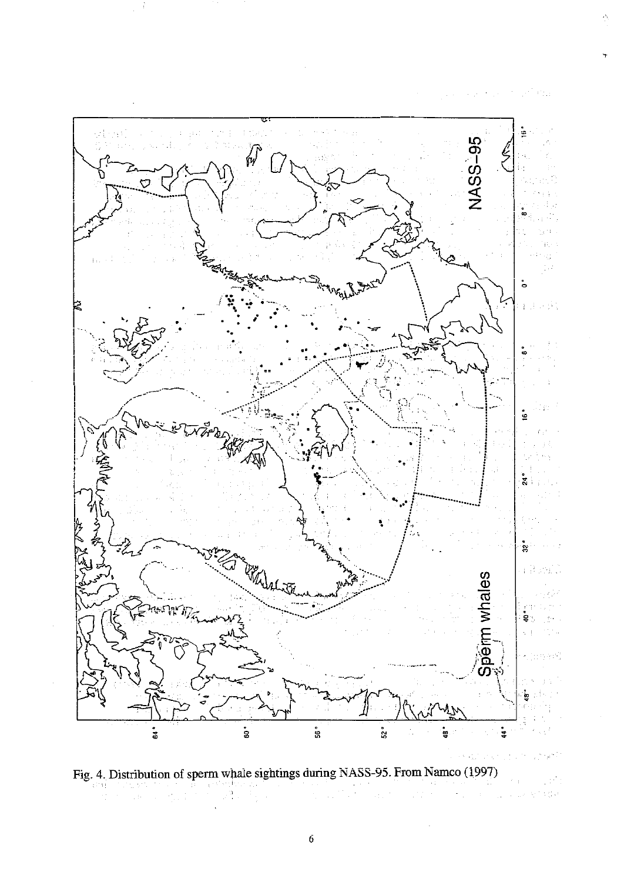Fig. 4. Distribution of sperm whale sightings during NASS-95. From Namco (1997)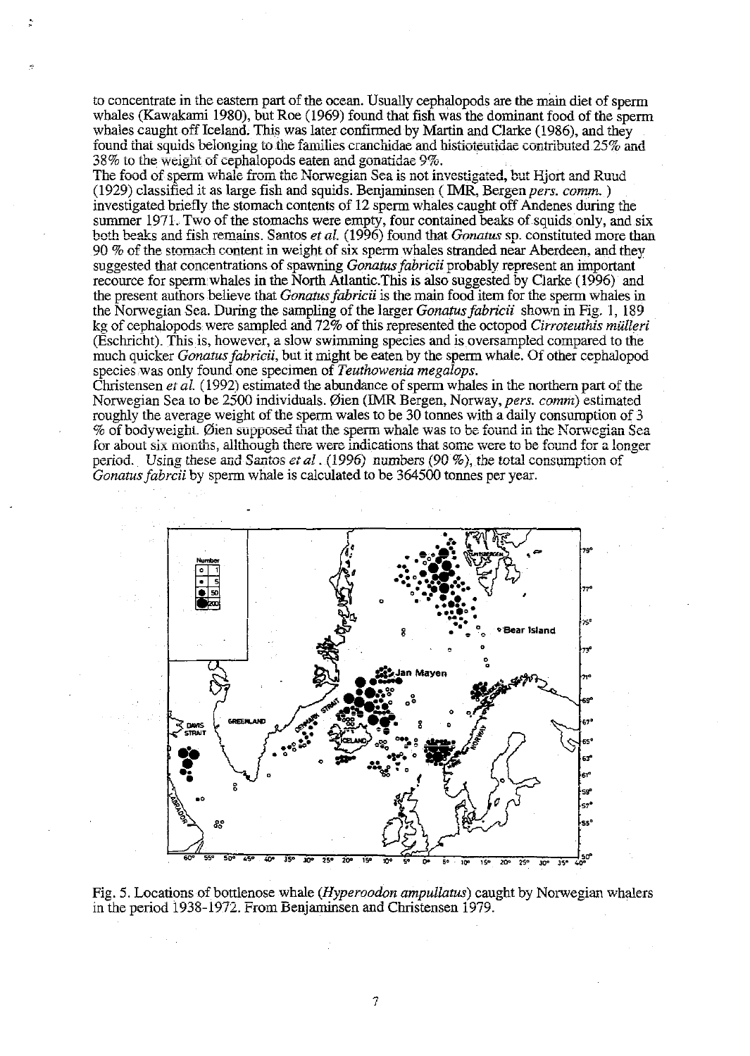to concentrate in the eastern part of the ocean. Usually cephalopods are the main diet of sperm whales (Kawakami 1980), but Roe (1969) found that fish was the dominant food of the sperm whales caught off Iceland. This was later confirmed by Martin and Clarke (1986), and they found that squids belonging to the families cranchidae and histioteutidae contributed 25% and 38% to the weight of cephalopods eaten and gonatidae 9%.

The food of sperm whale from the Norwegian Sea is not investigated, but Hjort and Ruud (1929) classified it as large fish and squids. Benjaminsen ( IMR, Bergen *pers. comm.* ) investigated briefly the stomach contents of 12 sperm whales caught off Andenes during the summer 1971. Two of the stomachs were empty, four contained beaks of squids only, and six both beaks and fish remains. Santos *et al.* (1996) found that *Gonatus* sp. constituted more than 90 % of the stomach content in weight of six sperm whales stranded near Aberdeen, and they suggested that concentrations of spawning *Gonatus fabricii* probably represent an important recource for sperm whales in the North Atlantic.This is also suggested by Clarke (1996) and the present authors believe that *Gonatus fabricii* is the main food item for the sperm whales in the Norwegian Sea. During the sampling of the larger *Gonatus fabricii* shown in Fig. 1, 189 kg of cephalopods were sampled and 72% of this represented the octopod *Cirroteuthis mülleri* (Eschricht). This is, however, a slow swimming species and is oversampled compared to the much quicker *Gonatus fabricii*, but it might be eaten by the sperm whale. Of other cephalopod species was only found one specimen of *Teuthowenia megalops*.

Christensen *et al.* (1992) estimated the abundance of sperm whales in the northern part of the Norwegian Sea to be 2500 individuals. Øien (IMR Bergen, Norway, *pers. comm*) estimated roughly the average weight of the sperm wales to be 30 tonnes with a daily consumption of 3 % of bodyweight. Øien supposed that the sperm whale was to be found in the Norwegian Sea for about six months, allthough there were indications that some were to be found for a longer period. Using these and Santos *et al* . (1996) numbers (90 %), the total consumption of *Gonatus fabrcii* by sperm whale is calculated to be 364500 tonnes per year.

Fig. 5. Locations of bottlenose whale (*Hyperoodon ampullatus*) caught by Norwegian whalers in the period 1938-1972. From Benjaminsen and Christensen 1979.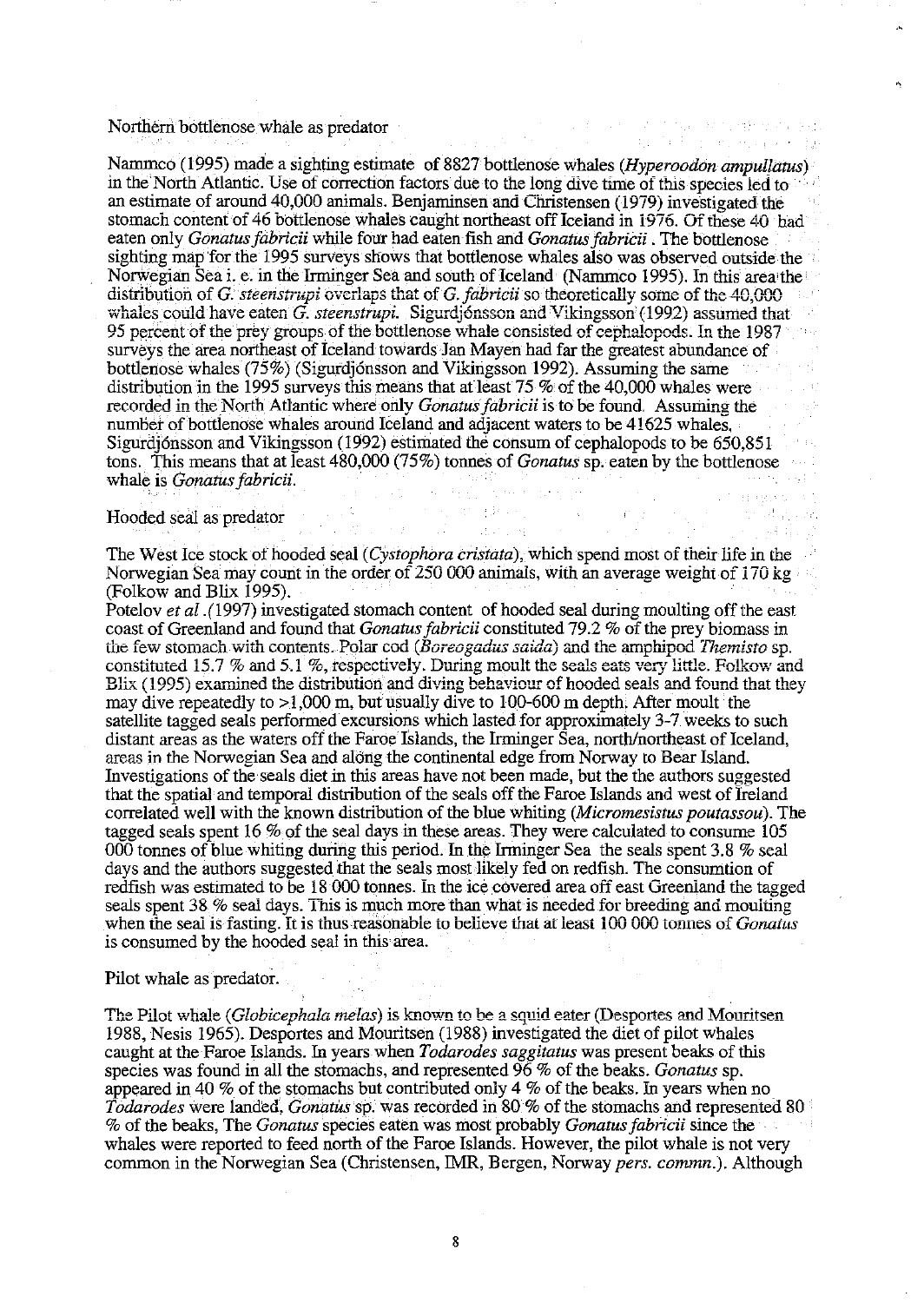## Northern bottlenose whale as predator

Nammco (1995) made a sighting estimate of 8827 bottlenose whales (*Hyperoodon ampullatus*) in the North Atlantic. Use of correction factors due to the long dive time of this species led to an estimate of around 40,000 animals. Benjaminsen and Christensen (1979) investigated the stomach content of 46 bottlenose whales caught northeast off Iceland in 1976. Of these 40 had eaten only *Gonatus fabricii* while four had eaten fish and *Gonatus fabricii* . The bottlenose sighting map for the 1995 surveys shows that bottlenose whales also was observed outside the Norwegian Sea i. e. in the Irminger Sea and south of Iceland (Nammco 1995). In this area the distribution of *G. steenstrupi* overlaps that of *G. fabricii* so theoretically some of the 40,000 whales could have eaten *G. steenstrupi*. Sigurdjónsson and Vikingsson (1992) assumed that 95 percent of the prey groups of the bottlenose whale consisted of cephalopods. In the 1987 surveys the area northeast of Iceland towards Jan Mayen had far the greatest abundance of bottlenose whales (75%) (Sigurdjónsson and Vikingsson 1992). Assuming the same distribution in the 1995 surveys this means that at least 75 % of the 40,000 whales were recorded in the North Atlantic where only *Gonatus fabricii* is to be found. Assuming the number of bottlenose whales around Iceland and adjacent waters to be 41625 whales, Sigurdjónsson and Vikingsson (1992) estimated the consum of cephalopods to be 650,851 tons. This means that at least 480,000 (75%) tonnes of *Gonatus* sp. eaten by the bottlenose whale is *Gonatus fabricii*.

## Hooded seal as predator

The West Ice stock of hooded seal (*Cystophora cristata*), which spend most of their life in the Norwegian Sea may count in the order of 250 000 animals, with an average weight of 170 kg (Folkow and Blix 1995).

Potelov *et al*.(1997) investigated stomach content of hooded seal during moulting off the east coast of Greenland and found that *Gonatus fabricii* constituted 79.2 % of the prey biomass in the few stomach with contents. Polar cod (*Boreogadus saida*) and the amphipod *Themisto* sp. constituted 15.7 % and 5.1 %, respectively. During moult the seals eats very little. Folkow and Blix (1995) examined the distribution and diving behaviour of hooded seals and found that they may dive repeatedly to >1,000 m, but usually dive to 100-600 m depth. After moult the satellite tagged seals performed excursions which lasted for approximately 3-7 weeks to such distant areas as the waters off the Faroe Islands, the Irminger Sea, north/northeast of Iceland, areas in the Norwegian Sea and along the continental edge from Norway to Bear Island. Investigations of the seals diet in this areas have not been made, but the the authors suggested that the spatial and temporal distribution of the seals off the Faroe Islands and west of Ireland correlated well with the known distribution of the blue whiting (*Micromesistus poutassou*). The tagged seals spent 16 % of the seal days in these areas. They were calculated to consume 105 000 tonnes of blue whiting during this period. In the Irminger Sea the seals spent 3.8 % seal days and the authors suggested that the seals most likely fed on redfish. The consumtion of redfish was estimated to be 18 000 tonnes. In the ice covered area off east Greenland the tagged seals spent 38 % seal days. This is much more than what is needed for breeding and moulting when the seal is fasting. It is thus reasonable to believe that at least 100 000 tonnes of *Gonatus* is consumed by the hooded seal in this area.

## Pilot whale as predator.

The Pilot whale (*Globicephala melas*) is known to be a squid eater (Desportes and Mouritsen 1988, Nesis 1965). Desportes and Mouritsen (1988) investigated the diet of pilot whales caught at the Faroe Islands. In years when *Todarodes saggitatus* was present beaks of this species was found in all the stomachs, and represented 96 % of the beaks. *Gonatus* sp. appeared in 40 % of the stomachs but contributed only 4 % of the beaks. In years when no *Todarodes* were landed, *Gonatus* sp. was recorded in 80 % of the stomachs and represented 80 % of the beaks, The *Gonatus* species eaten was most probably *Gonatus fabricii* since the whales were reported to feed north of the Faroe Islands. However, the pilot whale is not very common in the Norwegian Sea (Christensen, IMR, Bergen, Norway *pers. commn.*). Although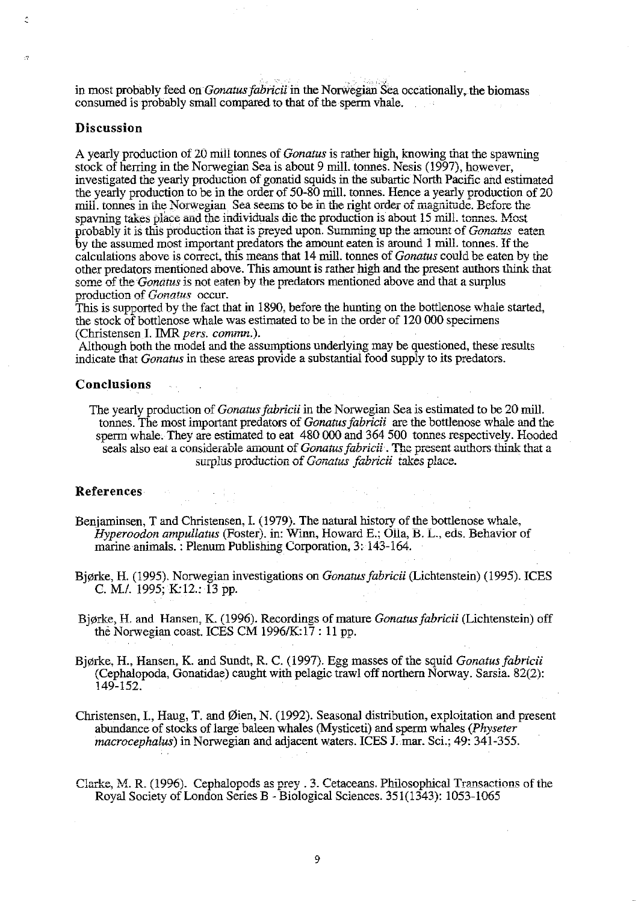in most probably feed on *Gonatus fabricii* in the Norwegian Sea occationally, the biomass consumed is probably small compared to that of the sperm vhale.

## Discussion

A yearly production of 20 mill tonnes of *Gonatus* is rather high, knowing that the spawning stock of herring in the Norwegian Sea is about 9 mill. tonnes. Nesis (1997), however, investigated the yearly production of gonatid squids in the subartic North Pacific and estimated the yearly production to be in the order of 50-80 mill. tonnes. Hence a yearly production of 20 mill. tonnes in the Norwegian Sea seems to be in the right order of magnitude. Before the spavning takes place and the individuals die the production is about 15 mill. tonnes. Most probably it is this production that is preyed upon. Summing up the amount of *Gonatus* eaten by the assumed most important predators the amount eaten is around 1 mill. tonnes. If the calculations above is correct, this means that 14 mill. tonnes of *Gonatus* could be eaten by the other predators mentioned above. This amount is rather high and the present authors think that some of the *Gonatus* is not eaten by the predators mentioned above and that a surplus production of *Gonatus* occur.

This is supported by the fact that in 1890, before the hunting on the bottlenose whale started, the stock of bottlenose whale was estimated to be in the order of 120 000 specimens (Christensen I. IMR *pers. commn.*).

Although both the model and the assumptions underlying may be questioned, these results indicate that *Gonatus* in these areas provide a substantial food supply to its predators.

## Conclusions

The yearly production of *Gonatus fabricii* in the Norwegian Sea is estimated to be 20 mill. tonnes. The most important predators of *Gonatus fabricii* are the bottlenose whale and the sperm whale. They are estimated to eat 480 000 and 364 500 tonnes respectively. Hooded seals also eat a considerable amount of *Gonatus fabricii*. The present authors think that a surplus production of *Gonatus fabricii* takes place.

## References

Benjaminsen, T and Christensen, I. (1979). The natural history of the bottlenose whale, *Hyperoodon ampullatus* (Foster). in: Winn, Howard E.; Olla, B. L., eds. Behavior of marine animals. : Plenum Publishing Corporation, 3: 143-164.

Bjørke, H. (1995). Norwegian investigations on *Gonatus fabricii* (Lichtenstein) (1995). ICES C. M./. 1995; K:12.: 13 pp.

Bjørke, H. and Hansen, K. (1996). Recordings of mature *Gonatus fabricii* (Lichtenstein) off the Norwegian coast. ICES CM 1996/K:17 : 11 pp.

Bjørke, H., Hansen, K. and Sundt, R. C. (1997). Egg masses of the squid *Gonatus fabricii* (Cephalopoda, Gonatidae) caught with pelagic trawl off northern Norway. Sarsia. 82(2): 149-152.

Christensen, I., Haug, T. and Øien, N. (1992). Seasonal distribution, exploitation and present abundance of stocks of large baleen whales (Mysticeti) and sperm whales (*Physeter macrocephalus*) in Norwegian and adjacent waters. ICES J. mar. Sci.; 49: 341-355.

Clarke, M. R. (1996). Cephalopods as prey . 3. Cetaceans. Philosophical Transactions of the Royal Society of London Series B - Biological Sciences. 351(1343): 1053-1065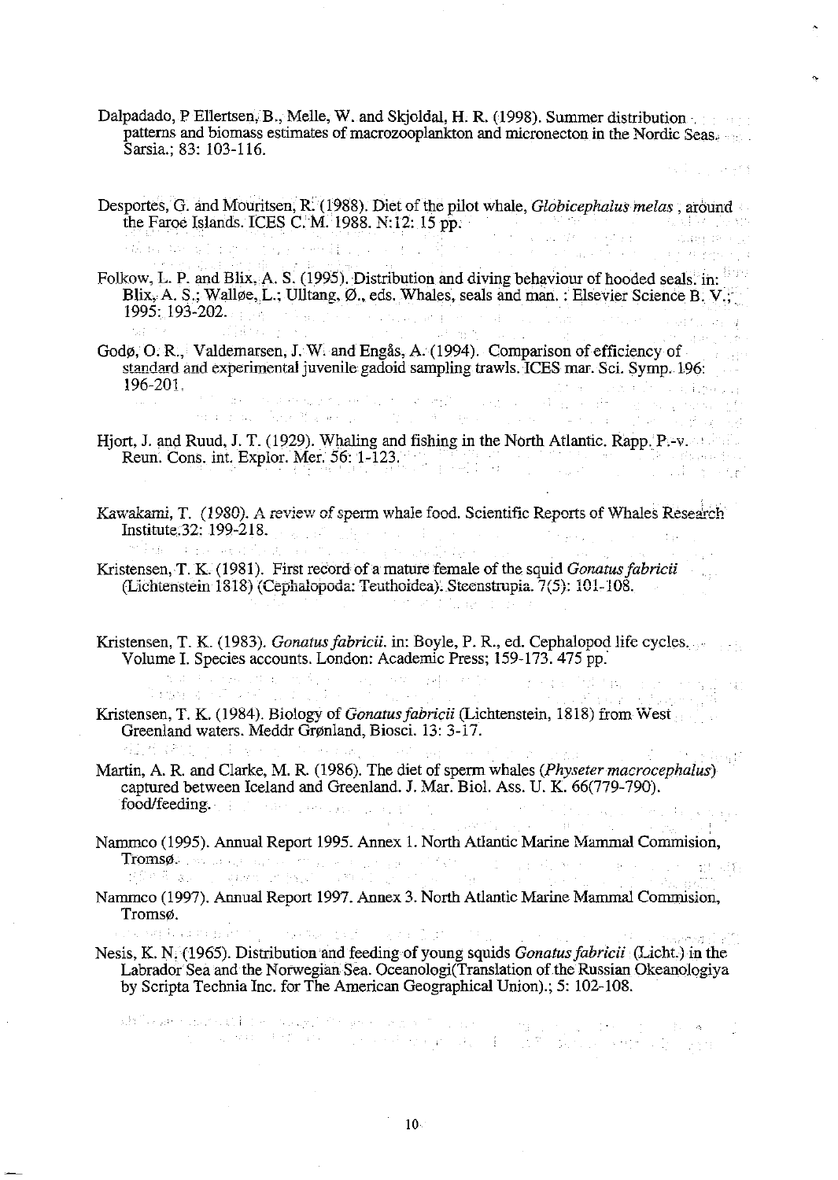Dalpadado, P Ellertsen, B., Melle, W. and Skjoldal, H. R. (1998). Summer distribution patterns and biomass estimates of macrozooplankton and micronecton in the Nordic Seas. Sarsia.; 83: 103-116.

Desportes, G. and Mouritsen, R. (1988). Diet of the pilot whale, *Globicephalus melas*, around the Faroe Islands. ICES C. M. 1988. N:12: 15 pp.

Folkow, L. P. and Blix, A. S. (1995). Distribution and diving behaviour of hooded seals. in: Blix, A. S.; Walløe, L.; Ulltang, Ø., eds. Whales, seals and man. : Elsevier Science B. V.; 1995: 193-202.

Godø, O. R., Valdemarsen, J. W. and Engås, A. (1994). Comparison of efficiency of standard and experimental juvenile gadoid sampling trawls. ICES mar. Sci. Symp. 196: 196-201.

Hjort, J. and Ruud, J. T. (1929). Whaling and fishing in the North Atlantic. Rapp. P.-v. Reun. Cons. int. Explor. Mer. 56: 1-123.

Kawakami, T. (1980). A review of sperm whale food. Scientific Reports of Whales Research Institute.32: 199-218.

Kristensen, T. K. (1981). First record of a mature female of the squid *Gonatus fabricii* (Lichtenstein 1818) (Cephalopoda: Teuthoidea). Steenstrupia. 7(5): 101-108.

Kristensen, T. K. (1983). *Gonatus fabricii*. in: Boyle, P. R., ed. Cephalopod life cycles. Volume I. Species accounts. London: Academic Press; 159-173. 475 pp.

Kristensen, T. K. (1984). Biology of *Gonatus fabricii* (Lichtenstein, 1818) from West Greenland waters. Meddr Grønland, Biosci. 13: 3-17.

Martin, A. R. and Clarke, M. R. (1986). The diet of sperm whales (*Physeter macrocephalus*) captured between Iceland and Greenland. J. Mar. Biol. Ass. U. K. 66(779-790). food/feeding.

Nammco (1995). Annual Report 1995. Annex 1. North Atlantic Marine Mammal Commision, Tromsø.

Nammco (1997). Annual Report 1997. Annex 3. North Atlantic Marine Mammal Commision, Tromsø.

Nesis, K. N. (1965). Distribution and feeding of young squids *Gonatus fabricii* (Licht.) in the Labrador Sea and the Norwegian Sea. Oceanologi(Translation of the Russian Okeanologiya by Scripta Technia Inc. for The American Geographical Union).; 5: 102-108.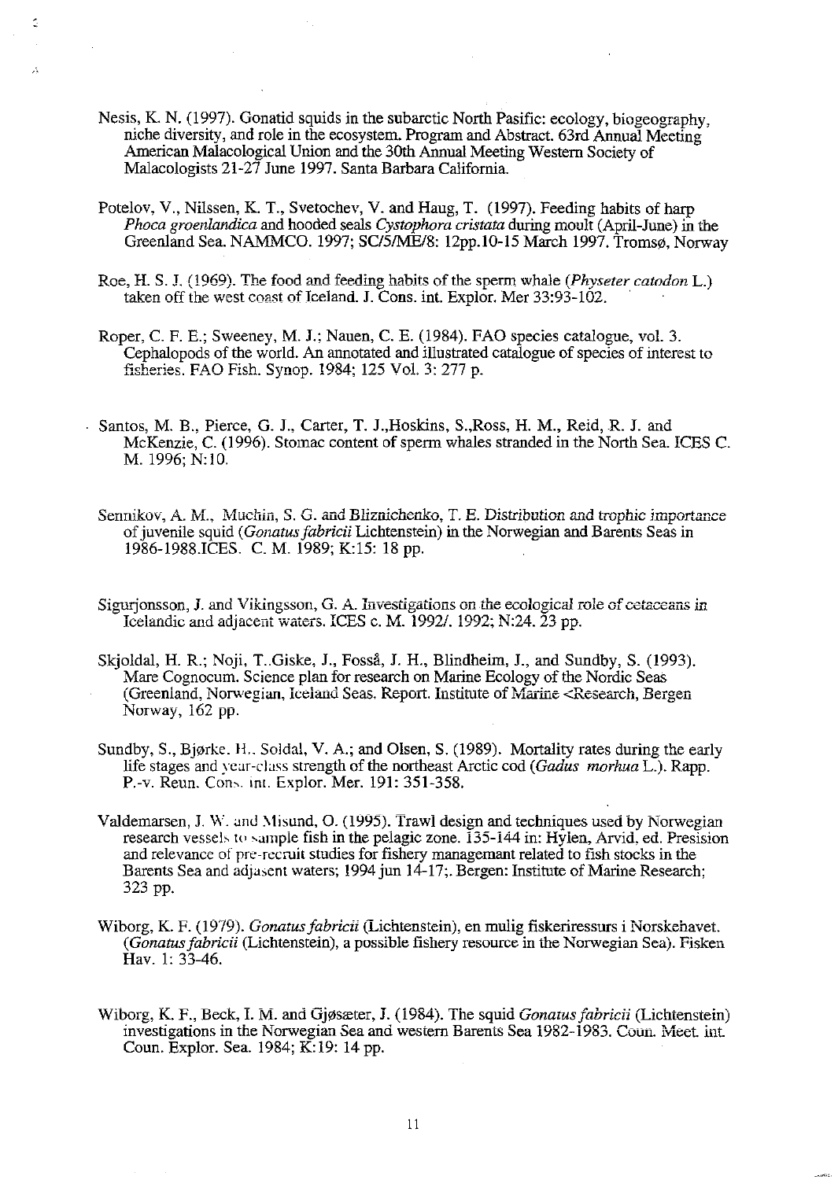Nesis, K. N. (1997). Gonatid squids in the subarctic North Pasific: ecology, biogeography, niche diversity, and role in the ecosystem. Program and Abstract. 63rd Annual Meeting American Malacological Union and the 30th Annual Meeting Western Society of Malacologists 21-27 June 1997. Santa Barbara California.

Potelov, V., Nilssen, K. T., Svetochev, V. and Haug, T. (1997). Feeding habits of harp *Phoca groenlandica* and hooded seals *Cystophora cristata* during moult (April-June) in the Greenland Sea. NAMMCO. 1997; SC/5/ME/8: 12pp.10-15 March 1997. Tromsø, Norway

Roe, H. S. J. (1969). The food and feeding habits of the sperm whale (*Physeter catodon* L.) taken off the west coast of Iceland. J. Cons. int. Explor. Mer 33:93-102.

Roper, C. F. E.; Sweeney, M. J.; Nauen, C. E. (1984). FAO species catalogue, vol. 3. Cephalopods of the world. An annotated and illustrated catalogue of species of interest to fisheries. FAO Fish. Synop. 1984; 125 Vol. 3: 277 p.

Santos, M. B., Pierce, G. J., Carter, T. J.,Hoskins, S.,Ross, H. M., Reid, R. J. and McKenzie, C. (1996). Stomac content of sperm whales stranded in the North Sea. ICES C. M. 1996; N:10.

Sennikov, A. M., Muchin, S. G. and Bliznichenko, T. E. Distribution and trophic importance of juvenile squid (*Gonatus fabricii* Lichtenstein) in the Norwegian and Barents Seas in 1986-1988.ICES. C. M. 1989; K:15: 18 pp.

Sigurjonsson, J. and Vikingsson, G. A. Investigations on the ecological role of cetaceans in Icelandic and adjacent waters. ICES c. M. 1992/. 1992; N:24. 23 pp.

Skjoldal, H. R.; Noji, T..Giske, J., Fosså, J. H., Blindheim, J., and Sundby, S. (1993). Mare Cognocum. Science plan for research on Marine Ecology of the Nordic Seas (Greenland, Norwegian, Iceland Seas. Report. Institute of Marine <Research, Bergen Norway, 162 pp.

Sundby, S., Bjørke. H.. Soldal, V. A.; and Olsen, S. (1989). Mortality rates during the early life stages and year-class strength of the northeast Arctic cod (*Gadus morhua* L.). Rapp. P.-v. Reun. Cons. int. Explor. Mer. 191: 351-358.

Valdemarsen, J. W. and Misund, O. (1995). Trawl design and techniques used by Norwegian research vessels to sample fish in the pelagic zone. 135-144 in: Hylen, Arvid, ed. Presision and relevance of pre-recruit studies for fishery managemant related to fish stocks in the Barents Sea and adjascent waters; 1994 jun 14-17;. Bergen: Institute of Marine Research; 323 pp.

Wiborg, K. F. (1979). *Gonatus fabricii* (Lichtenstein), en mulig fiskeriressurs i Norskehavet. (*Gonatus fabricii* (Lichtenstein), a possible fishery resource in the Norwegian Sea). Fisken Hav. 1: 33-46.

Wiborg, K. F., Beck, I. M. and Gjøsæter, J. (1984). The squid *Gonatus fabricii* (Lichtenstein) investigations in the Norwegian Sea and western Barents Sea 1982-1983. Coun. Meet. int. Coun. Explor. Sea. 1984; K:19: 14 pp.